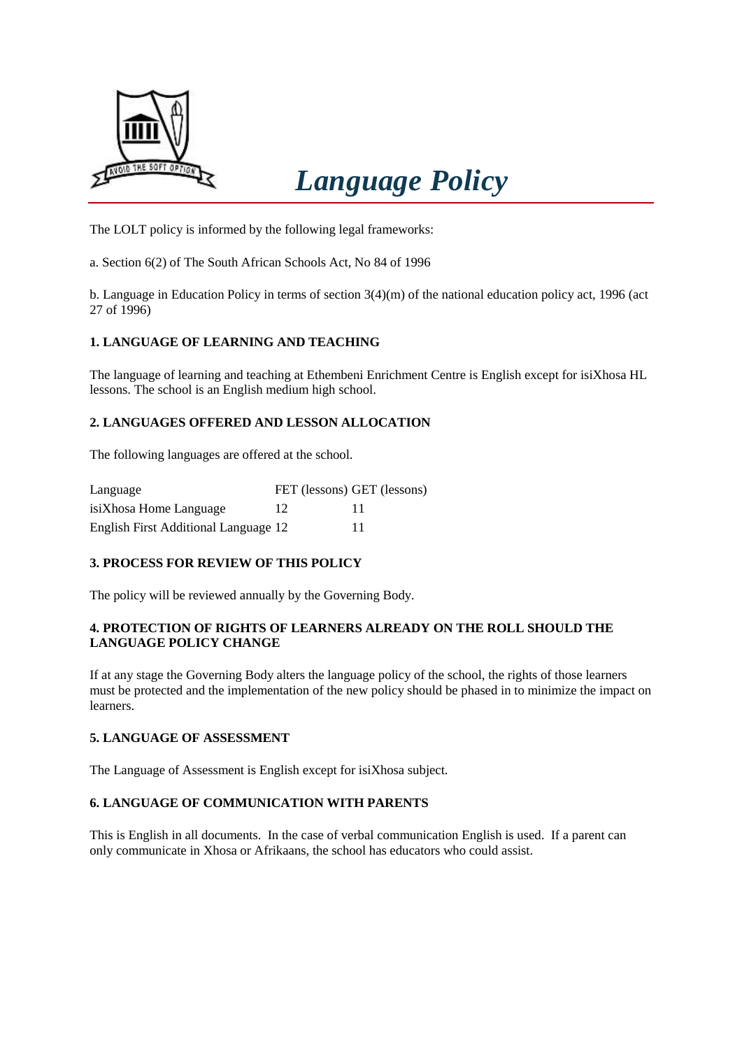# *Language Policy*

The LOLT policy is informed by the following legal frameworks:

a. Section 6(2) of The South African Schools Act, No 84 of 1996

b. Language in Education Policy in terms of section 3(4)(m) of the national education policy act, 1996 (act 27 of 1996)

### 1. LANGUAGE OF LEARNING AND TEACHING

The language of learning and teaching at Ethembeni Enrichment Centre is English except for isiXhosa HL lessons. The school is an English medium high school.

### 2. LANGUAGES OFFERED AND LESSON ALLOCATION

The following languages are offered at the school.

| Language | FET (lessons) | GET (lessons) |
| --- | --- | --- |
| isiXhosa Home Language | 12 | 11 |
| English First Additional Language | 12 | 11 |

### 3. PROCESS FOR REVIEW OF THIS POLICY

The policy will be reviewed annually by the Governing Body.

### 4. PROTECTION OF RIGHTS OF LEARNERS ALREADY ON THE ROLL SHOULD THE LANGUAGE POLICY CHANGE

If at any stage the Governing Body alters the language policy of the school, the rights of those learners must be protected and the implementation of the new policy should be phased in to minimize the impact on learners.

### 5. LANGUAGE OF ASSESSMENT

The Language of Assessment is English except for isiXhosa subject.

### 6. LANGUAGE OF COMMUNICATION WITH PARENTS

This is English in all documents. In the case of verbal communication English is used. If a parent can only communicate in Xhosa or Afrikaans, the school has educators who could assist.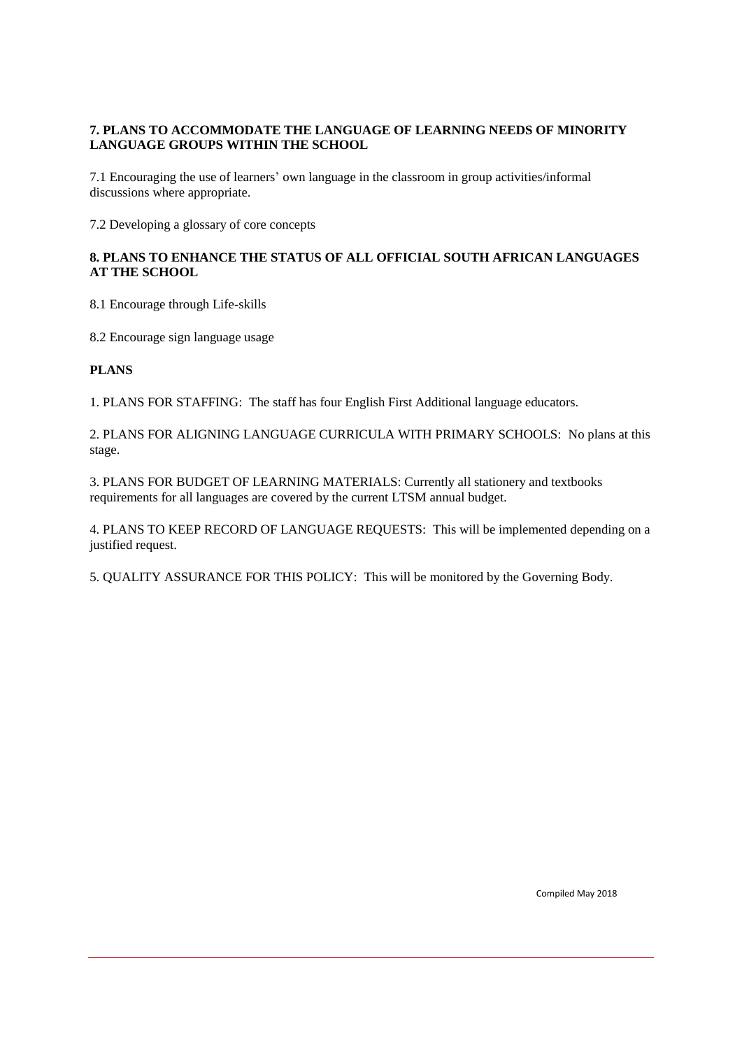**7. PLANS TO ACCOMMODATE THE LANGUAGE OF LEARNING NEEDS OF MINORITY LANGUAGE GROUPS WITHIN THE SCHOOL**

7.1 Encouraging the use of learners' own language in the classroom in group activities/informal discussions where appropriate.

7.2 Developing a glossary of core concepts

**8. PLANS TO ENHANCE THE STATUS OF ALL OFFICIAL SOUTH AFRICAN LANGUAGES AT THE SCHOOL**

8.1 Encourage through Life-skills

8.2 Encourage sign language usage

**PLANS**

1. PLANS FOR STAFFING: The staff has four English First Additional language educators.

2. PLANS FOR ALIGNING LANGUAGE CURRICULA WITH PRIMARY SCHOOLS: No plans at this stage.

3. PLANS FOR BUDGET OF LEARNING MATERIALS: Currently all stationery and textbooks requirements for all languages are covered by the current LTSM annual budget.

4. PLANS TO KEEP RECORD OF LANGUAGE REQUESTS: This will be implemented depending on a justified request.

5. QUALITY ASSURANCE FOR THIS POLICY: This will be monitored by the Governing Body.

Compiled May 2018